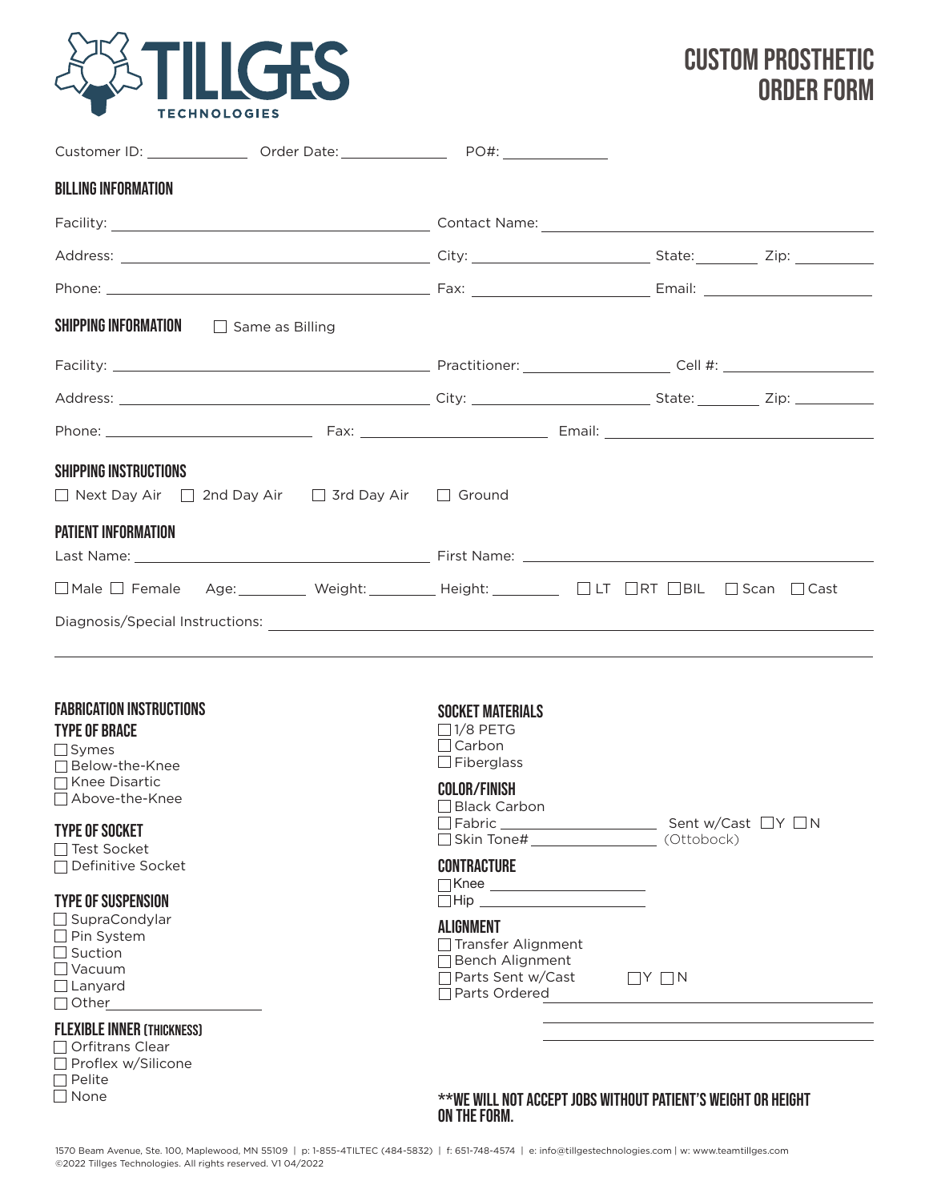# TILLGES TECHNOLOGIES

# CUSTOM PROSTHETIC ORDER FORM

Customer ID: ____________ Order Date: ____________ PO#: ____________

## BILLING INFORMATION

Facility: ______________________ Contact Name: ______________________

Address: ______________________ City: ____________ State: ______ Zip: ______

Phone: ______________________ Fax: ____________ Email: ____________

## SHIPPING INFORMATION

☐ Same as Billing

Facility: ______________________ Practitioner: ____________ Cell #: ____________

Address: ______________________ City: ____________ State: ______ Zip: ______

Phone: ____________ Fax: ____________ Email: ____________

## SHIPPING INSTRUCTIONS

☐ Next Day Air ☐ 2nd Day Air ☐ 3rd Day Air ☐ Ground

## PATIENT INFORMATION

Last Name: ______________________ First Name: ______________________

☐ Male ☐ Female Age: ______ Weight: ______ Height: ______ ☐ LT ☐ RT ☐ BIL ☐ Scan ☐ Cast

Diagnosis/Special Instructions: ____________________________________________

## FABRICATION INSTRUCTIONS

### TYPE OF BRACE

- ☐ Symes
- ☐ Below-the-Knee
- ☐ Knee Disartic
- ☐ Above-the-Knee

### TYPE OF SOCKET

- ☐ Test Socket
- ☐ Definitive Socket

### TYPE OF SUSPENSION

- ☐ SupraCondylar
- ☐ Pin System
- ☐ Suction
- ☐ Vacuum
- ☐ Lanyard
- ☐ Other ____________

### FLEXIBLE INNER (THICKNESS)

- ☐ Orfitrans Clear
- ☐ Proflex w/Silicone
- ☐ Pelite
- ☐ None

### SOCKET MATERIALS

- ☐ 1/8 PETG
- ☐ Carbon
- ☐ Fiberglass

### COLOR/FINISH

- ☐ Black Carbon
- ☐ Fabric ____________ Sent w/Cast ☐ Y ☐ N
- ☐ Skin Tone# ____________ (Ottobock)

### CONTRACTURE

- ☐ Knee ____________
- ☐ Hip ____________

### ALIGNMENT

- ☐ Transfer Alignment
- ☐ Bench Alignment
- ☐ Parts Sent w/Cast ☐ Y ☐ N
- ☐ Parts Ordered ____________

**\*\*WE WILL NOT ACCEPT JOBS WITHOUT PATIENT'S WEIGHT OR HEIGHT ON THE FORM.**

1570 Beam Avenue, Ste. 100, Maplewood, MN 55109 | p: 1-855-4TILTEC (484-5832) | f: 651-748-4574 | e: info@tillgestechnologies.com | w: www.teamtillges.com
©2022 Tillges Technologies. All rights reserved. V1 04/2022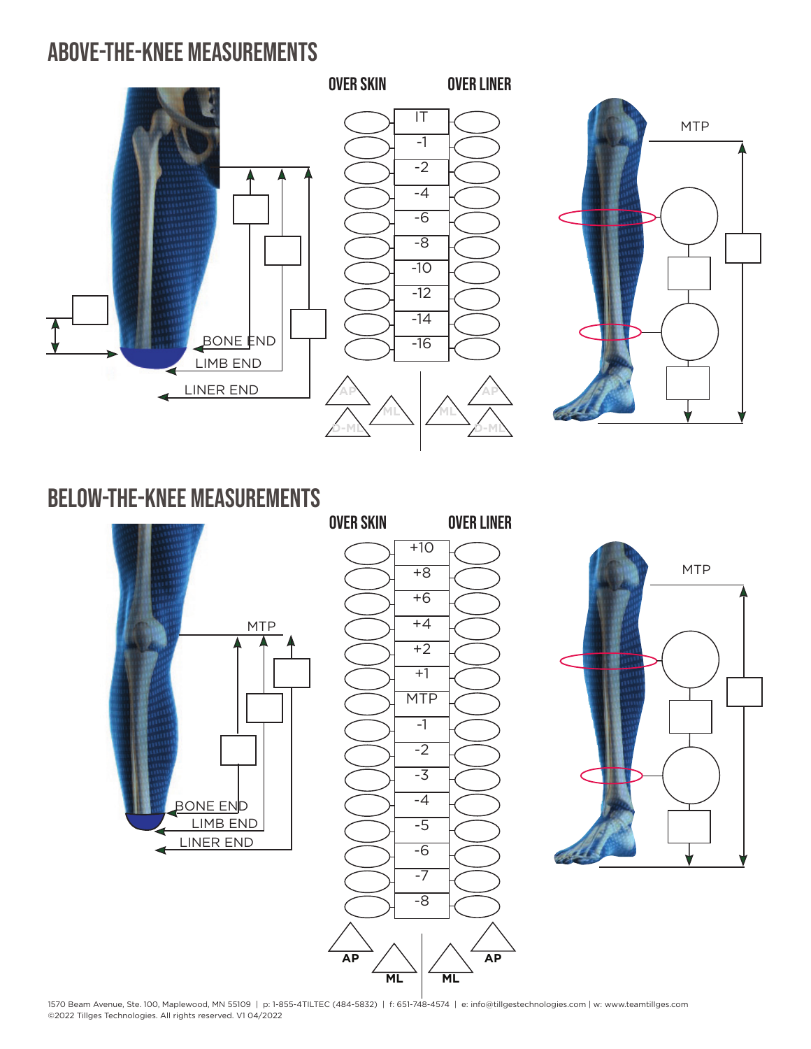## ABOVE-THE-KNEE MEASUREMENTS

BONE END
LIMB END
LINER END

OVER SKIN

OVER LINER

| OVER SKIN | | OVER LINER |
|---|---|---|
| | IT | |
| | -1 | |
| | -2 | |
| | -4 | |
| | -6 | |
| | -8 | |
| | -10 | |
| | -12 | |
| | -14 | |
| | -16 | |

AP
ML
D-ML

AP
ML
D-ML

MTP

## BELOW-THE-KNEE MEASUREMENTS

MTP
BONE END
LIMB END
LINER END

| OVER SKIN | | OVER LINER |
|---|---|---|
| | +10 | |
| | +8 | |
| | +6 | |
| | +4 | |
| | +2 | |
| | +1 | |
| | MTP | |
| | -1 | |
| | -2 | |
| | -3 | |
| | -4 | |
| | -5 | |
| | -6 | |
| | -7 | |
| | -8 | |

AP
ML

AP
ML

MTP

1570 Beam Avenue, Ste. 100, Maplewood, MN 55109 | p: 1-855-4TILTEC (484-5832) | f: 651-748-4574 | e: info@tillgestechnologies.com | w: www.teamtillges.com
©2022 Tillges Technologies. All rights reserved. V1 04/2022